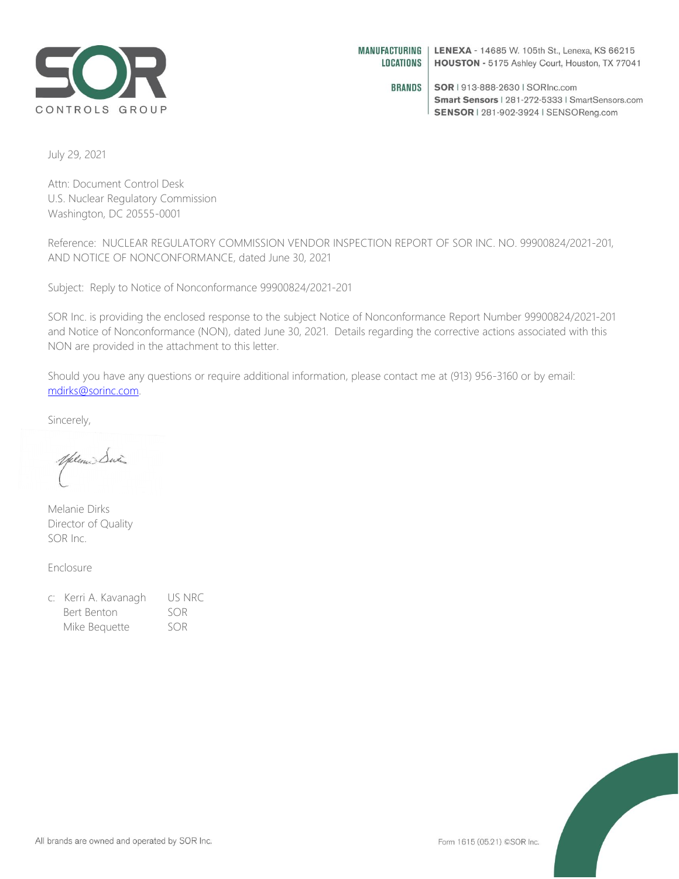SOR
CONTROLS GROUP

**MANUFACTURING LOCATIONS** | **LENEXA** - 14685 W. 105th St., Lenexa, KS 66215
**HOUSTON** - 5175 Ashley Court, Houston, TX 77041

**BRANDS** | **SOR** | 913-888-2630 | SORInc.com
**Smart Sensors** | 281-272-5333 | SmartSensors.com
**SENSOR** | 281-902-3924 | SENSOReng.com

July 29, 2021

Attn: Document Control Desk
U.S. Nuclear Regulatory Commission
Washington, DC 20555-0001

Reference: NUCLEAR REGULATORY COMMISSION VENDOR INSPECTION REPORT OF SOR INC. NO. 99900824/2021-201, AND NOTICE OF NONCONFORMANCE, dated June 30, 2021

Subject: Reply to Notice of Nonconformance 99900824/2021-201

SOR Inc. is providing the enclosed response to the subject Notice of Nonconformance Report Number 99900824/2021-201 and Notice of Nonconformance (NON), dated June 30, 2021. Details regarding the corrective actions associated with this NON are provided in the attachment to this letter.

Should you have any questions or require additional information, please contact me at (913) 956-3160 or by email: mdirks@sorinc.com.

Sincerely,

Melanie Dirks
Director of Quality
SOR Inc.

Enclosure

c: Kerri A. Kavanagh US NRC
Bert Benton SOR
Mike Bequette SOR

All brands are owned and operated by SOR Inc.

Form 1615 (05.21) ©SOR Inc.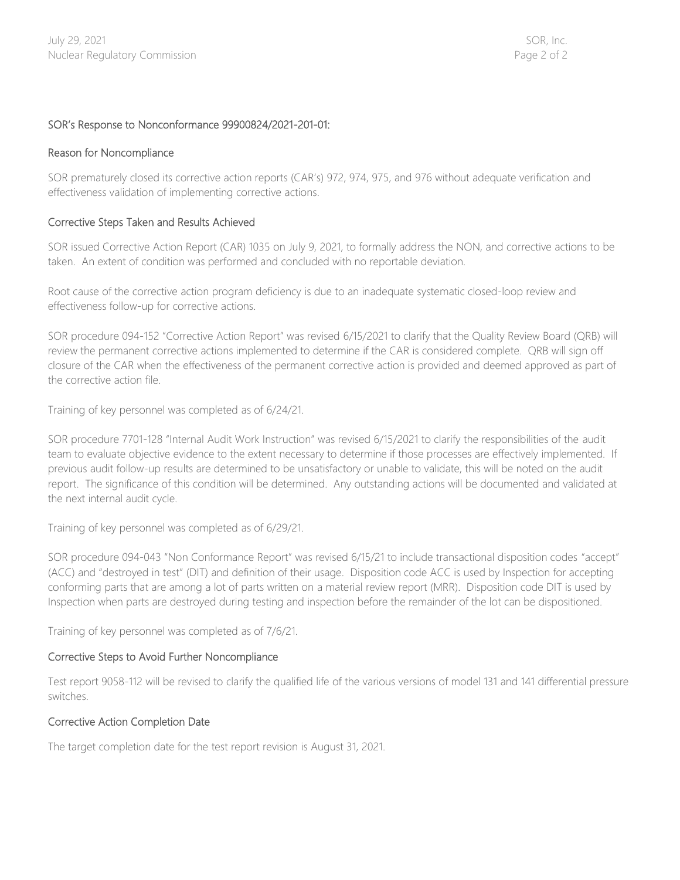### SOR's Response to Nonconformance 99900824/2021-201-01:

#### Reason for Noncompliance

SOR prematurely closed its corrective action reports (CAR's) 972, 974, 975, and 976 without adequate verification and effectiveness validation of implementing corrective actions.

#### Corrective Steps Taken and Results Achieved

SOR issued Corrective Action Report (CAR) 1035 on July 9, 2021, to formally address the NON, and corrective actions to be taken. An extent of condition was performed and concluded with no reportable deviation.

Root cause of the corrective action program deficiency is due to an inadequate systematic closed-loop review and effectiveness follow-up for corrective actions.

SOR procedure 094-152 "Corrective Action Report" was revised 6/15/2021 to clarify that the Quality Review Board (QRB) will review the permanent corrective actions implemented to determine if the CAR is considered complete. QRB will sign off closure of the CAR when the effectiveness of the permanent corrective action is provided and deemed approved as part of the corrective action file.

Training of key personnel was completed as of 6/24/21.

SOR procedure 7701-128 "Internal Audit Work Instruction" was revised 6/15/2021 to clarify the responsibilities of the audit team to evaluate objective evidence to the extent necessary to determine if those processes are effectively implemented. If previous audit follow-up results are determined to be unsatisfactory or unable to validate, this will be noted on the audit report. The significance of this condition will be determined. Any outstanding actions will be documented and validated at the next internal audit cycle.

Training of key personnel was completed as of 6/29/21.

SOR procedure 094-043 "Non Conformance Report" was revised 6/15/21 to include transactional disposition codes "accept" (ACC) and "destroyed in test" (DIT) and definition of their usage. Disposition code ACC is used by Inspection for accepting conforming parts that are among a lot of parts written on a material review report (MRR). Disposition code DIT is used by Inspection when parts are destroyed during testing and inspection before the remainder of the lot can be dispositioned.

Training of key personnel was completed as of 7/6/21.

#### Corrective Steps to Avoid Further Noncompliance

Test report 9058-112 will be revised to clarify the qualified life of the various versions of model 131 and 141 differential pressure switches.

#### Corrective Action Completion Date

The target completion date for the test report revision is August 31, 2021.